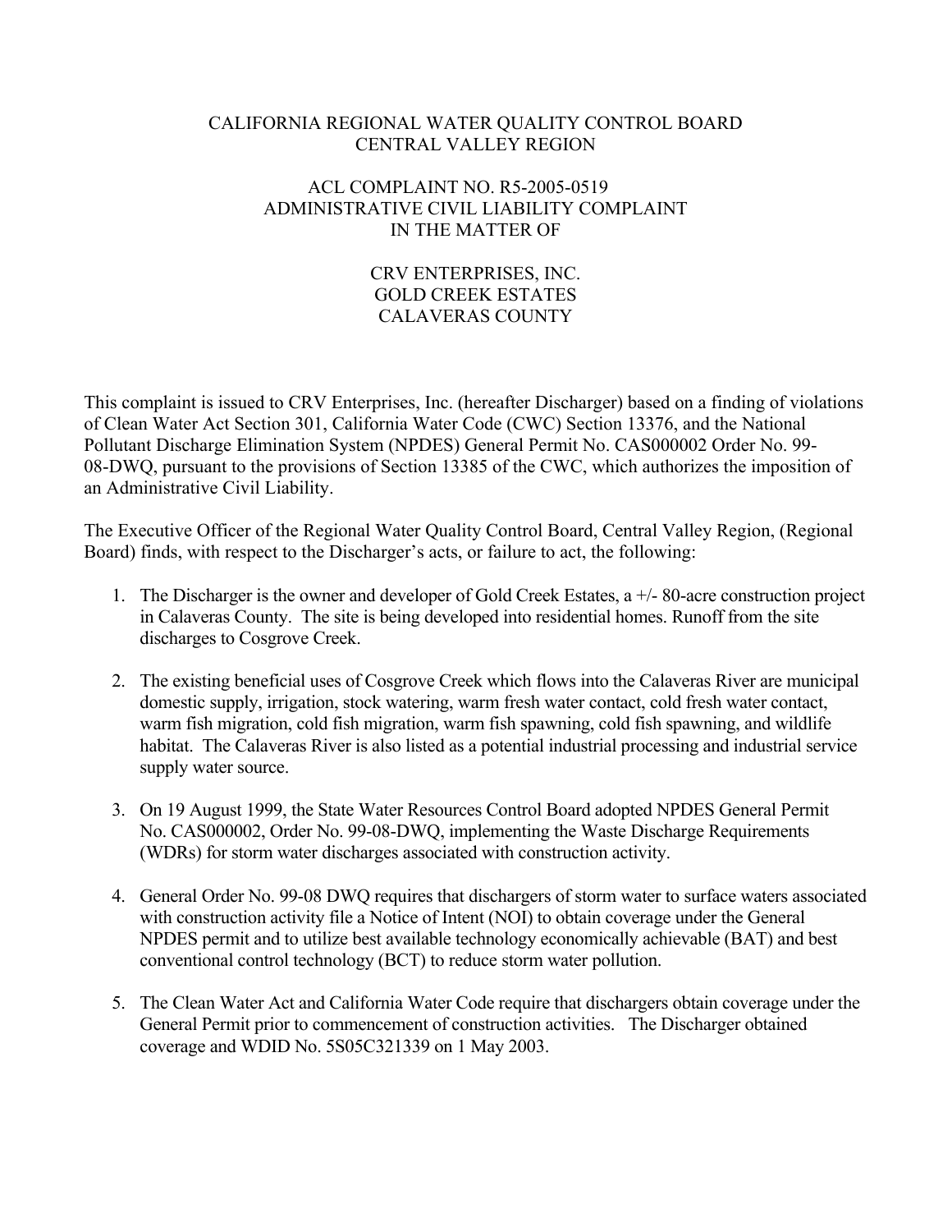# CALIFORNIA REGIONAL WATER QUALITY CONTROL BOARD
# CENTRAL VALLEY REGION

## ACL COMPLAINT NO. R5-2005-0519
## ADMINISTRATIVE CIVIL LIABILITY COMPLAINT
## IN THE MATTER OF

## CRV ENTERPRISES, INC.
## GOLD CREEK ESTATES
## CALAVERAS COUNTY

This complaint is issued to CRV Enterprises, Inc. (hereafter Discharger) based on a finding of violations of Clean Water Act Section 301, California Water Code (CWC) Section 13376, and the National Pollutant Discharge Elimination System (NPDES) General Permit No. CAS000002 Order No. 99-08-DWQ, pursuant to the provisions of Section 13385 of the CWC, which authorizes the imposition of an Administrative Civil Liability.

The Executive Officer of the Regional Water Quality Control Board, Central Valley Region, (Regional Board) finds, with respect to the Discharger's acts, or failure to act, the following:

1. The Discharger is the owner and developer of Gold Creek Estates, a +/- 80-acre construction project in Calaveras County. The site is being developed into residential homes. Runoff from the site discharges to Cosgrove Creek.

2. The existing beneficial uses of Cosgrove Creek which flows into the Calaveras River are municipal domestic supply, irrigation, stock watering, warm fresh water contact, cold fresh water contact, warm fish migration, cold fish migration, warm fish spawning, cold fish spawning, and wildlife habitat. The Calaveras River is also listed as a potential industrial processing and industrial service supply water source.

3. On 19 August 1999, the State Water Resources Control Board adopted NPDES General Permit No. CAS000002, Order No. 99-08-DWQ, implementing the Waste Discharge Requirements (WDRs) for storm water discharges associated with construction activity.

4. General Order No. 99-08 DWQ requires that dischargers of storm water to surface waters associated with construction activity file a Notice of Intent (NOI) to obtain coverage under the General NPDES permit and to utilize best available technology economically achievable (BAT) and best conventional control technology (BCT) to reduce storm water pollution.

5. The Clean Water Act and California Water Code require that dischargers obtain coverage under the General Permit prior to commencement of construction activities. The Discharger obtained coverage and WDID No. 5S05C321339 on 1 May 2003.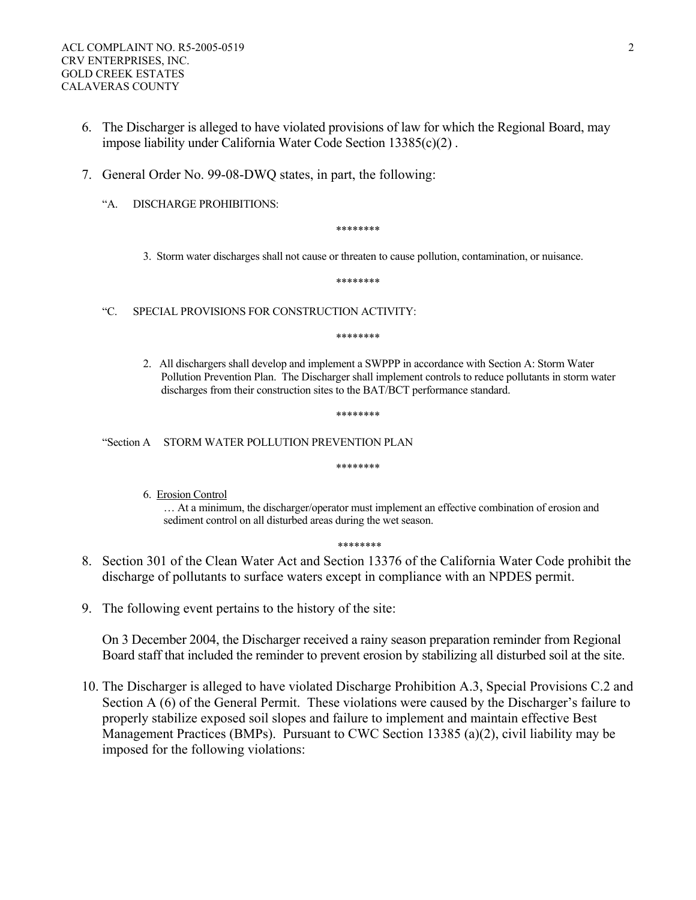6. The Discharger is alleged to have violated provisions of law for which the Regional Board, may impose liability under California Water Code Section 13385(c)(2) .

7. General Order No. 99-08-DWQ states, in part, the following:

   "A. DISCHARGE PROHIBITIONS:

   ********

   3. Storm water discharges shall not cause or threaten to cause pollution, contamination, or nuisance.

   ********

   "C. SPECIAL PROVISIONS FOR CONSTRUCTION ACTIVITY:

   ********

   2. All dischargers shall develop and implement a SWPPP in accordance with Section A: Storm Water Pollution Prevention Plan. The Discharger shall implement controls to reduce pollutants in storm water discharges from their construction sites to the BAT/BCT performance standard.

   ********

   "Section A STORM WATER POLLUTION PREVENTION PLAN

   ********

   6. Erosion Control
      … At a minimum, the discharger/operator must implement an effective combination of erosion and sediment control on all disturbed areas during the wet season.

   ********

8. Section 301 of the Clean Water Act and Section 13376 of the California Water Code prohibit the discharge of pollutants to surface waters except in compliance with an NPDES permit.

9. The following event pertains to the history of the site:

   On 3 December 2004, the Discharger received a rainy season preparation reminder from Regional Board staff that included the reminder to prevent erosion by stabilizing all disturbed soil at the site.

10. The Discharger is alleged to have violated Discharge Prohibition A.3, Special Provisions C.2 and Section A (6) of the General Permit. These violations were caused by the Discharger's failure to properly stabilize exposed soil slopes and failure to implement and maintain effective Best Management Practices (BMPs). Pursuant to CWC Section 13385 (a)(2), civil liability may be imposed for the following violations: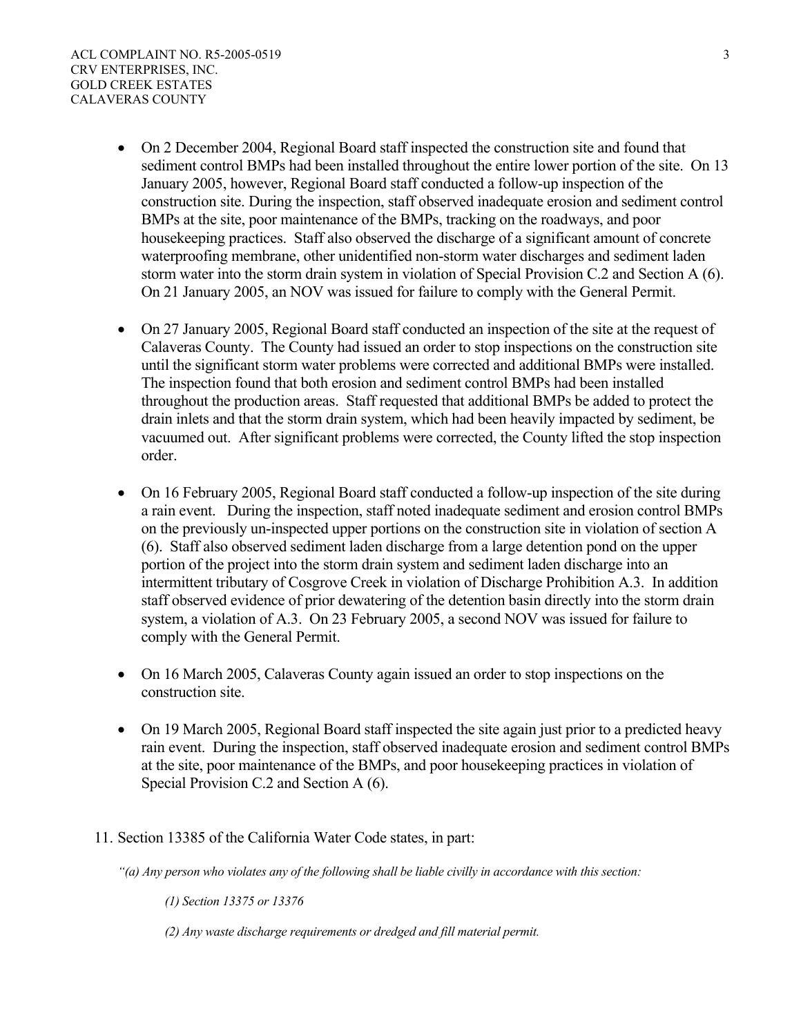- On 2 December 2004, Regional Board staff inspected the construction site and found that sediment control BMPs had been installed throughout the entire lower portion of the site. On 13 January 2005, however, Regional Board staff conducted a follow-up inspection of the construction site. During the inspection, staff observed inadequate erosion and sediment control BMPs at the site, poor maintenance of the BMPs, tracking on the roadways, and poor housekeeping practices. Staff also observed the discharge of a significant amount of concrete waterproofing membrane, other unidentified non-storm water discharges and sediment laden storm water into the storm drain system in violation of Special Provision C.2 and Section A (6). On 21 January 2005, an NOV was issued for failure to comply with the General Permit.

- On 27 January 2005, Regional Board staff conducted an inspection of the site at the request of Calaveras County. The County had issued an order to stop inspections on the construction site until the significant storm water problems were corrected and additional BMPs were installed. The inspection found that both erosion and sediment control BMPs had been installed throughout the production areas. Staff requested that additional BMPs be added to protect the drain inlets and that the storm drain system, which had been heavily impacted by sediment, be vacuumed out. After significant problems were corrected, the County lifted the stop inspection order.

- On 16 February 2005, Regional Board staff conducted a follow-up inspection of the site during a rain event. During the inspection, staff noted inadequate sediment and erosion control BMPs on the previously un-inspected upper portions on the construction site in violation of section A (6). Staff also observed sediment laden discharge from a large detention pond on the upper portion of the project into the storm drain system and sediment laden discharge into an intermittent tributary of Cosgrove Creek in violation of Discharge Prohibition A.3. In addition staff observed evidence of prior dewatering of the detention basin directly into the storm drain system, a violation of A.3. On 23 February 2005, a second NOV was issued for failure to comply with the General Permit.

- On 16 March 2005, Calaveras County again issued an order to stop inspections on the construction site.

- On 19 March 2005, Regional Board staff inspected the site again just prior to a predicted heavy rain event. During the inspection, staff observed inadequate erosion and sediment control BMPs at the site, poor maintenance of the BMPs, and poor housekeeping practices in violation of Special Provision C.2 and Section A (6).

11. Section 13385 of the California Water Code states, in part:

*"(a) Any person who violates any of the following shall be liable civilly in accordance with this section:*

*(1) Section 13375 or 13376*

*(2) Any waste discharge requirements or dredged and fill material permit.*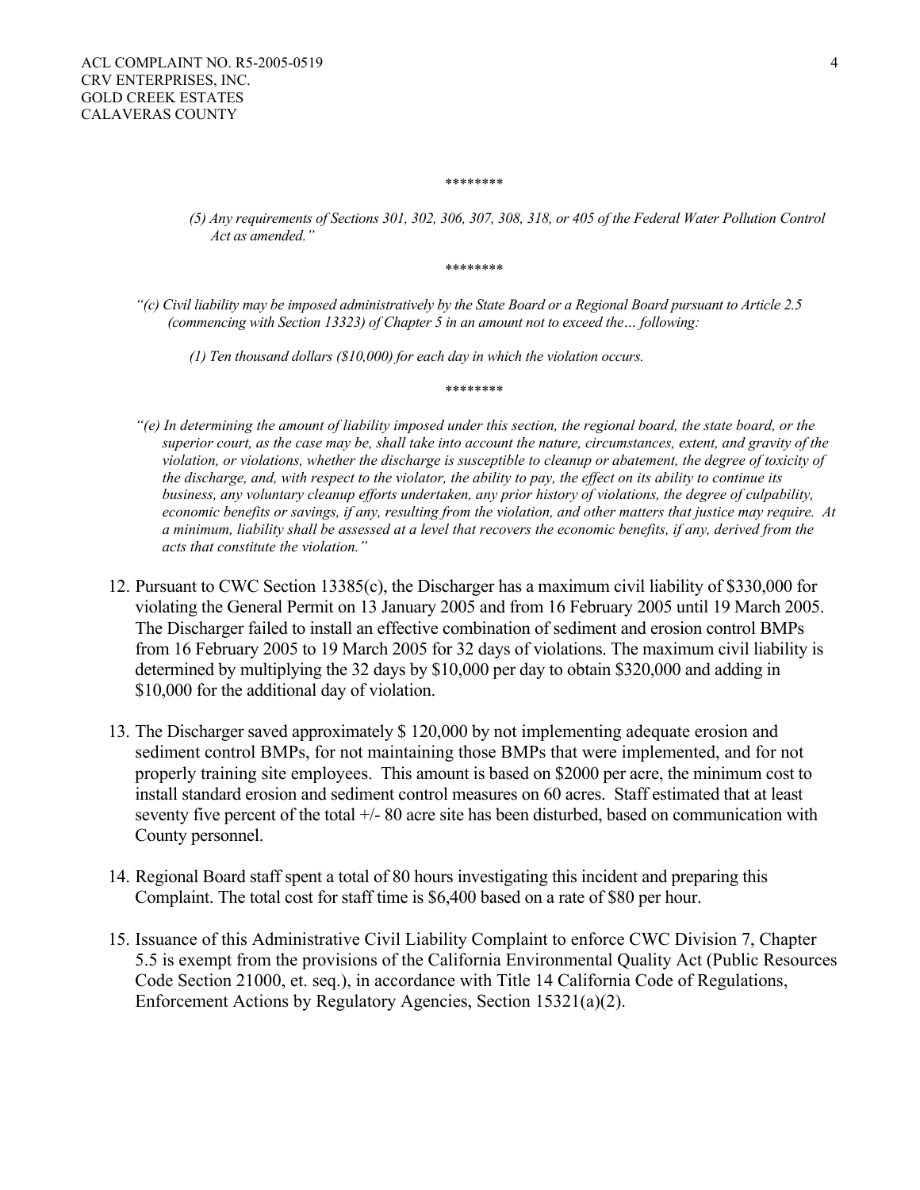\*\*\*\*\*\*\*\*

*(5) Any requirements of Sections 301, 302, 306, 307, 308, 318, or 405 of the Federal Water Pollution Control Act as amended."*

\*\*\*\*\*\*\*\*

*"(c) Civil liability may be imposed administratively by the State Board or a Regional Board pursuant to Article 2.5 (commencing with Section 13323) of Chapter 5 in an amount not to exceed the… following:*

*(1) Ten thousand dollars ($10,000) for each day in which the violation occurs.*

\*\*\*\*\*\*\*\*

*"(e) In determining the amount of liability imposed under this section, the regional board, the state board, or the superior court, as the case may be, shall take into account the nature, circumstances, extent, and gravity of the violation, or violations, whether the discharge is susceptible to cleanup or abatement, the degree of toxicity of the discharge, and, with respect to the violator, the ability to pay, the effect on its ability to continue its business, any voluntary cleanup efforts undertaken, any prior history of violations, the degree of culpability, economic benefits or savings, if any, resulting from the violation, and other matters that justice may require. At a minimum, liability shall be assessed at a level that recovers the economic benefits, if any, derived from the acts that constitute the violation."*

12. Pursuant to CWC Section 13385(c), the Discharger has a maximum civil liability of $330,000 for violating the General Permit on 13 January 2005 and from 16 February 2005 until 19 March 2005. The Discharger failed to install an effective combination of sediment and erosion control BMPs from 16 February 2005 to 19 March 2005 for 32 days of violations. The maximum civil liability is determined by multiplying the 32 days by $10,000 per day to obtain $320,000 and adding in $10,000 for the additional day of violation.

13. The Discharger saved approximately $ 120,000 by not implementing adequate erosion and sediment control BMPs, for not maintaining those BMPs that were implemented, and for not properly training site employees. This amount is based on $2000 per acre, the minimum cost to install standard erosion and sediment control measures on 60 acres. Staff estimated that at least seventy five percent of the total +/- 80 acre site has been disturbed, based on communication with County personnel.

14. Regional Board staff spent a total of 80 hours investigating this incident and preparing this Complaint. The total cost for staff time is $6,400 based on a rate of $80 per hour.

15. Issuance of this Administrative Civil Liability Complaint to enforce CWC Division 7, Chapter 5.5 is exempt from the provisions of the California Environmental Quality Act (Public Resources Code Section 21000, et. seq.), in accordance with Title 14 California Code of Regulations, Enforcement Actions by Regulatory Agencies, Section 15321(a)(2).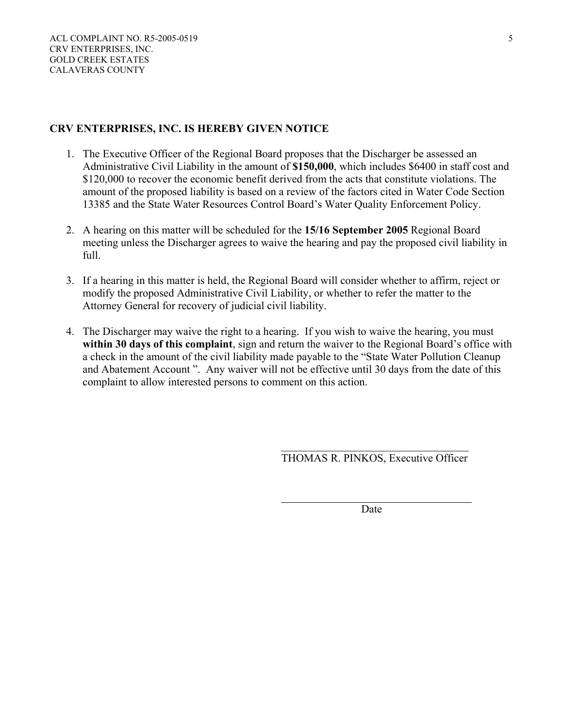**CRV ENTERPRISES, INC. IS HEREBY GIVEN NOTICE**

1. The Executive Officer of the Regional Board proposes that the Discharger be assessed an Administrative Civil Liability in the amount of **$150,000**, which includes $6400 in staff cost and $120,000 to recover the economic benefit derived from the acts that constitute violations. The amount of the proposed liability is based on a review of the factors cited in Water Code Section 13385 and the State Water Resources Control Board's Water Quality Enforcement Policy.

2. A hearing on this matter will be scheduled for the **15/16 September 2005** Regional Board meeting unless the Discharger agrees to waive the hearing and pay the proposed civil liability in full.

3. If a hearing in this matter is held, the Regional Board will consider whether to affirm, reject or modify the proposed Administrative Civil Liability, or whether to refer the matter to the Attorney General for recovery of judicial civil liability.

4. The Discharger may waive the right to a hearing. If you wish to waive the hearing, you must **within 30 days of this complaint**, sign and return the waiver to the Regional Board's office with a check in the amount of the civil liability made payable to the "State Water Pollution Cleanup and Abatement Account ". Any waiver will not be effective until 30 days from the date of this complaint to allow interested persons to comment on this action.

\_\_\_\_\_\_\_\_\_\_\_\_\_\_\_\_\_\_\_\_\_\_\_\_\_\_\_\_\_\_\_\_\_\_\_\_
THOMAS R. PINKOS, Executive Officer

\_\_\_\_\_\_\_\_\_\_\_\_\_\_\_\_\_\_\_\_\_\_\_\_\_\_\_\_\_\_\_\_\_\_\_\_
Date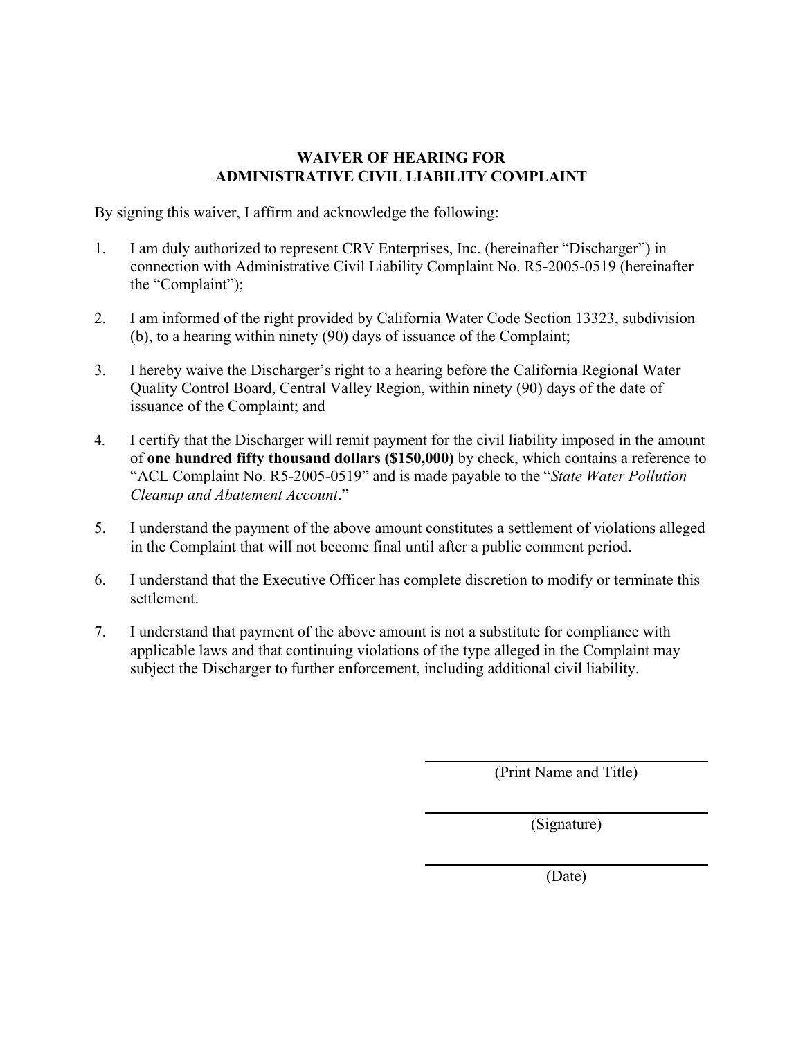# WAIVER OF HEARING FOR ADMINISTRATIVE CIVIL LIABILITY COMPLAINT

By signing this waiver, I affirm and acknowledge the following:

1. I am duly authorized to represent CRV Enterprises, Inc. (hereinafter "Discharger") in connection with Administrative Civil Liability Complaint No. R5-2005-0519 (hereinafter the "Complaint");

2. I am informed of the right provided by California Water Code Section 13323, subdivision (b), to a hearing within ninety (90) days of issuance of the Complaint;

3. I hereby waive the Discharger's right to a hearing before the California Regional Water Quality Control Board, Central Valley Region, within ninety (90) days of the date of issuance of the Complaint; and

4. I certify that the Discharger will remit payment for the civil liability imposed in the amount of **one hundred fifty thousand dollars ($150,000)** by check, which contains a reference to "ACL Complaint No. R5-2005-0519" and is made payable to the "*State Water Pollution Cleanup and Abatement Account*."

5. I understand the payment of the above amount constitutes a settlement of violations alleged in the Complaint that will not become final until after a public comment period.

6. I understand that the Executive Officer has complete discretion to modify or terminate this settlement.

7. I understand that payment of the above amount is not a substitute for compliance with applicable laws and that continuing violations of the type alleged in the Complaint may subject the Discharger to further enforcement, including additional civil liability.

\_\_\_\_\_\_\_\_\_\_\_\_\_\_\_\_\_\_\_\_\_\_\_\_\_\_\_\_\_\_
(Print Name and Title)

\_\_\_\_\_\_\_\_\_\_\_\_\_\_\_\_\_\_\_\_\_\_\_\_\_\_\_\_\_\_
(Signature)

\_\_\_\_\_\_\_\_\_\_\_\_\_\_\_\_\_\_\_\_\_\_\_\_\_\_\_\_\_\_
(Date)